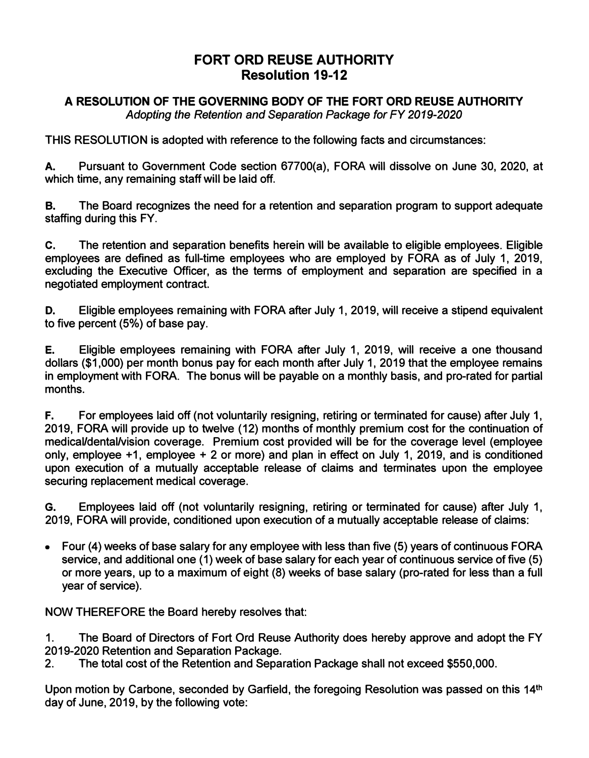# FORT ORD REUSE AUTHORITY
## Resolution 19-12

### A RESOLUTION OF THE GOVERNING BODY OF THE FORT ORD REUSE AUTHORITY
*Adopting the Retention and Separation Package for FY 2019-2020*

THIS RESOLUTION is adopted with reference to the following facts and circumstances:

**A.** Pursuant to Government Code section 67700(a), FORA will dissolve on June 30, 2020, at which time, any remaining staff will be laid off.

**B.** The Board recognizes the need for a retention and separation program to support adequate staffing during this FY.

**C.** The retention and separation benefits herein will be available to eligible employees. Eligible employees are defined as full-time employees who are employed by FORA as of July 1, 2019, excluding the Executive Officer, as the terms of employment and separation are specified in a negotiated employment contract.

**D.** Eligible employees remaining with FORA after July 1, 2019, will receive a stipend equivalent to five percent (5%) of base pay.

**E.** Eligible employees remaining with FORA after July 1, 2019, will receive a one thousand dollars ($1,000) per month bonus pay for each month after July 1, 2019 that the employee remains in employment with FORA. The bonus will be payable on a monthly basis, and pro-rated for partial months.

**F.** For employees laid off (not voluntarily resigning, retiring or terminated for cause) after July 1, 2019, FORA will provide up to twelve (12) months of monthly premium cost for the continuation of medical/dental/vision coverage. Premium cost provided will be for the coverage level (employee only, employee +1, employee + 2 or more) and plan in effect on July 1, 2019, and is conditioned upon execution of a mutually acceptable release of claims and terminates upon the employee securing replacement medical coverage.

**G.** Employees laid off (not voluntarily resigning, retiring or terminated for cause) after July 1, 2019, FORA will provide, conditioned upon execution of a mutually acceptable release of claims:

- Four (4) weeks of base salary for any employee with less than five (5) years of continuous FORA service, and additional one (1) week of base salary for each year of continuous service of five (5) or more years, up to a maximum of eight (8) weeks of base salary (pro-rated for less than a full year of service).

NOW THEREFORE the Board hereby resolves that:

1. The Board of Directors of Fort Ord Reuse Authority does hereby approve and adopt the FY 2019-2020 Retention and Separation Package.
2. The total cost of the Retention and Separation Package shall not exceed $550,000.

Upon motion by Carbone, seconded by Garfield, the foregoing Resolution was passed on this 14th day of June, 2019, by the following vote: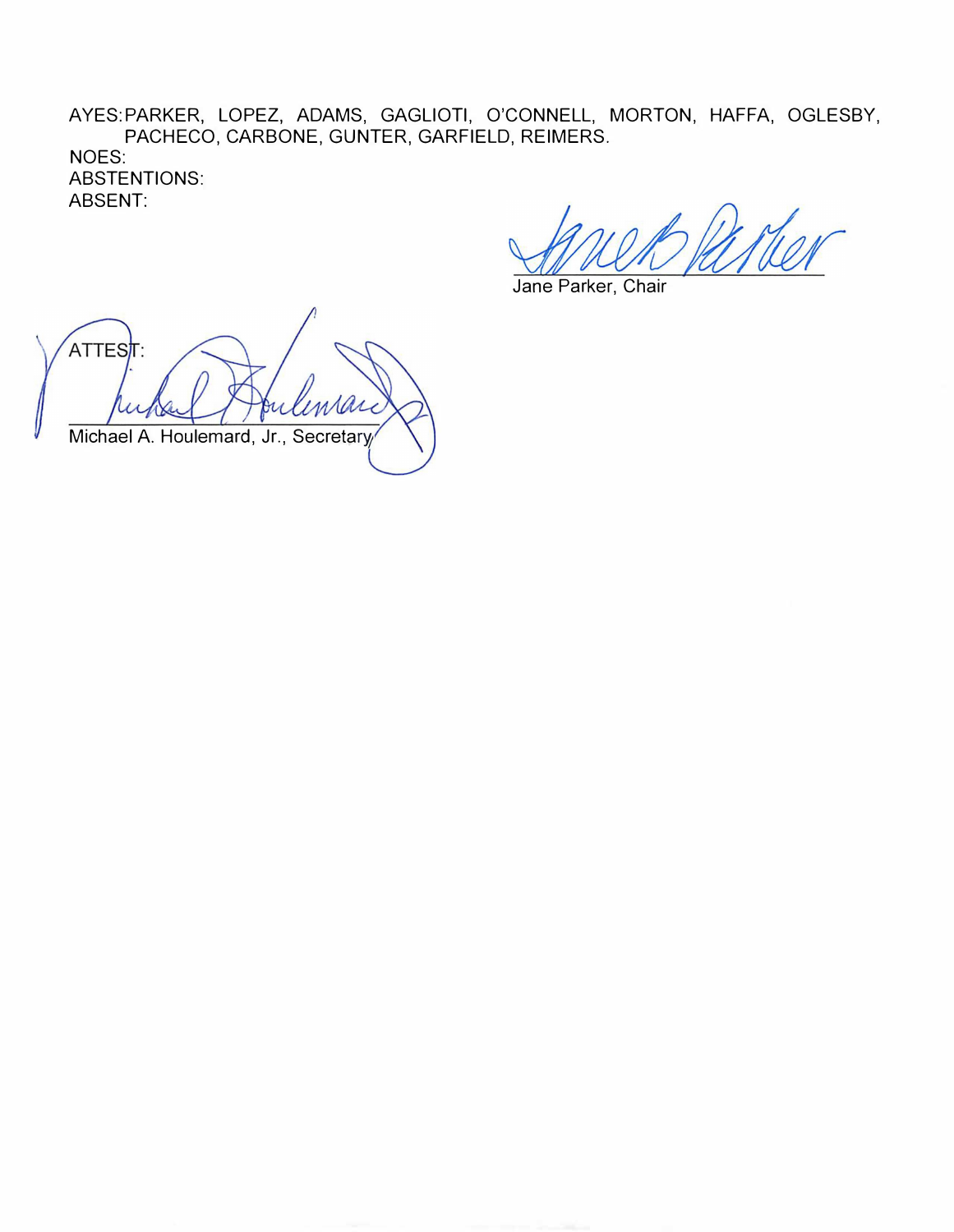AYES: PARKER, LOPEZ, ADAMS, GAGLIOTI, O'CONNELL, MORTON, HAFFA, OGLESBY, PACHECO, CARBONE, GUNTER, GARFIELD, REIMERS.
NOES:
ABSTENTIONS:
ABSENT:

Jane Parker, Chair

ATTEST:

Michael A. Houlemard, Jr., Secretary